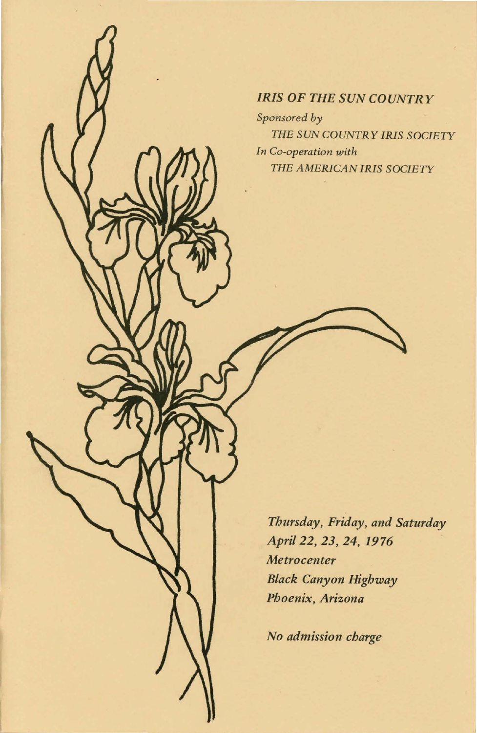# *IRIS OF THE SUN COUNTRY*

*Sponsored by*

*THE SUN COUNTRY IRIS SOCIETY*

*In Co-operation with*

*THE AMERICAN IRIS SOCIETY*

*Thursday, Friday, and Saturday*
*April 22, 23, 24, 1976*
*Metrocenter*
*Black Canyon Highway*
*Phoenix, Arizona*

*No admission charge*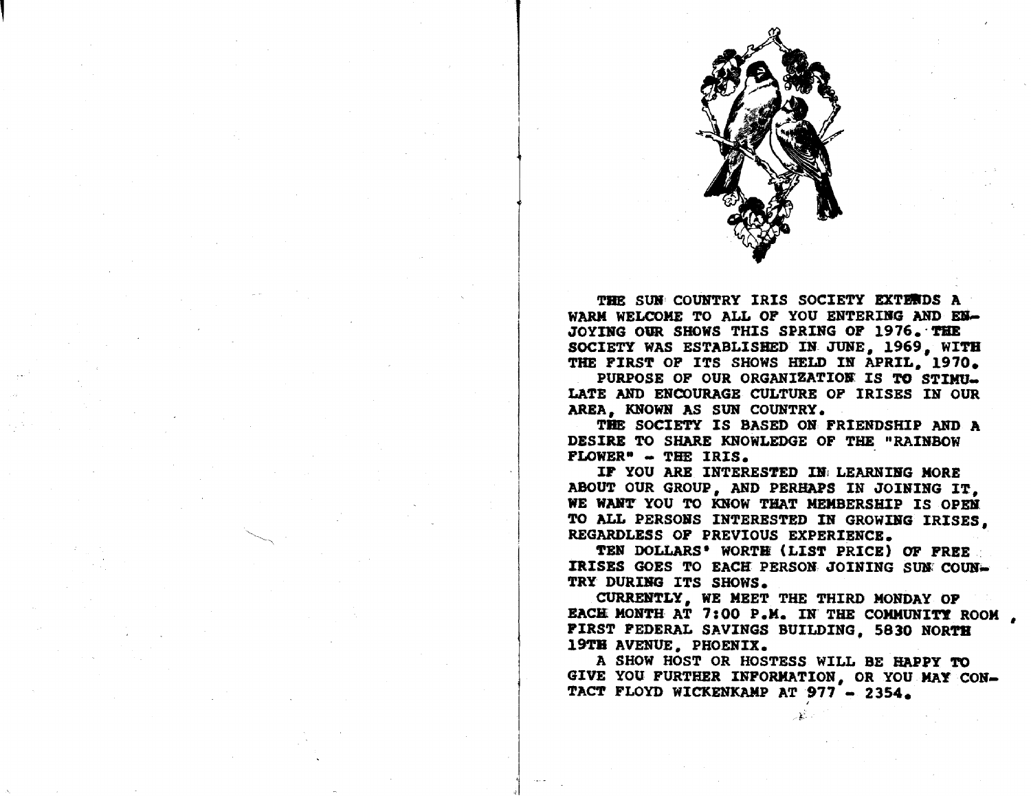THE SUN COUNTRY IRIS SOCIETY EXTENDS A WARM WELCOME TO ALL OF YOU ENTERING AND ENJOYING OUR SHOWS THIS SPRING OF 1976. THE SOCIETY WAS ESTABLISHED IN JUNE, 1969, WITH THE FIRST OF ITS SHOWS HELD IN APRIL, 1970.

PURPOSE OF OUR ORGANIZATION IS TO STIMULATE AND ENCOURAGE CULTURE OF IRISES IN OUR AREA, KNOWN AS SUN COUNTRY.

THE SOCIETY IS BASED ON FRIENDSHIP AND A DESIRE TO SHARE KNOWLEDGE OF THE "RAINBOW FLOWER" - THE IRIS.

IF YOU ARE INTERESTED IN LEARNING MORE ABOUT OUR GROUP, AND PERHAPS IN JOINING IT, WE WANT YOU TO KNOW THAT MEMBERSHIP IS OPEN TO ALL PERSONS INTERESTED IN GROWING IRISES, REGARDLESS OF PREVIOUS EXPERIENCE.

TEN DOLLARS' WORTH (LIST PRICE) OF FREE IRISES GOES TO EACH PERSON JOINING SUN COUNTRY DURING ITS SHOWS.

CURRENTLY, WE MEET THE THIRD MONDAY OF EACH MONTH AT 7:00 P.M. IN THE COMMUNITY ROOM, FIRST FEDERAL SAVINGS BUILDING, 5830 NORTH 19TH AVENUE, PHOENIX.

A SHOW HOST OR HOSTESS WILL BE HAPPY TO GIVE YOU FURTHER INFORMATION, OR YOU MAY CONTACT FLOYD WICKENKAMP AT 977 - 2354.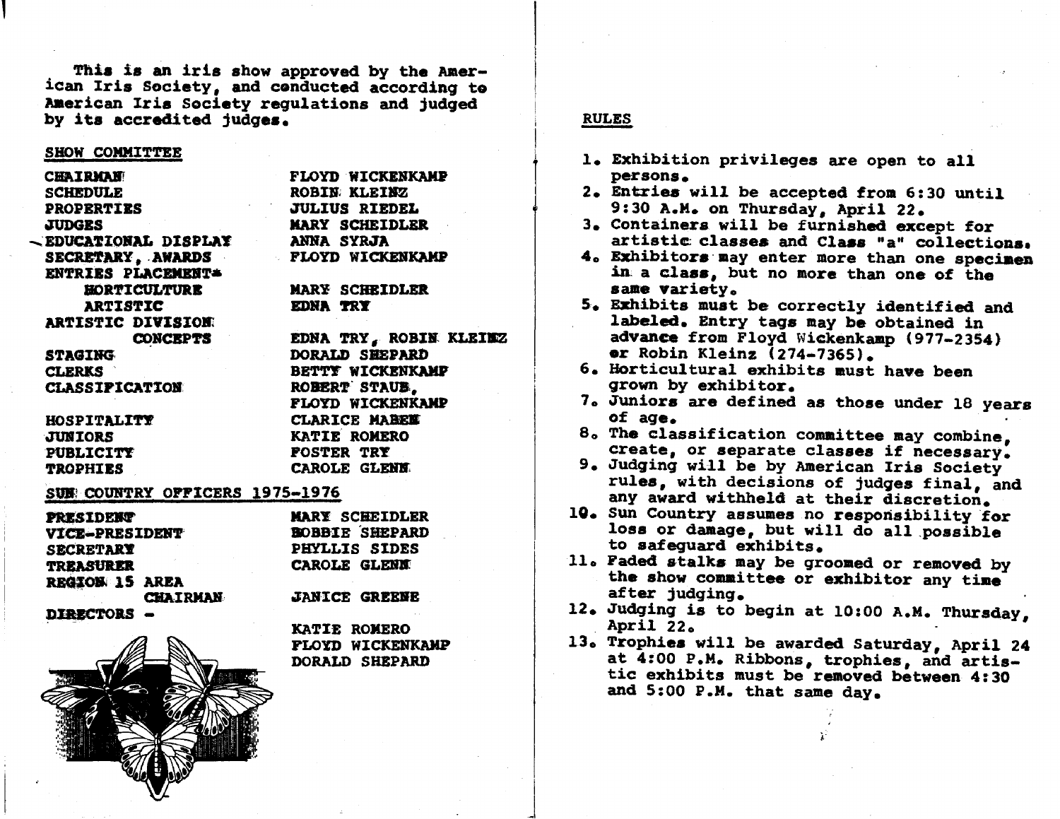This is an iris show approved by the American Iris Society, and conducted according to American Iris Society regulations and judged by its accredited judges.

## SHOW COMMITTEE

| | |
|---|---|
| CHAIRMAN | FLOYD WICKENKAMP |
| SCHEDULE | ROBIN KLEINZ |
| PROPERTIES | JULIUS RIEDEL |
| JUDGES | MARY SCHEIDLER |
| EDUCATIONAL DISPLAY | ANNA SYRJA |
| SECRETARY, AWARDS | FLOYD WICKENKAMP |
| ENTRIES PLACEMENT- | |
| HORTICULTURE | MARY SCHEIDLER |
| ARTISTIC | EDNA TRY |
| ARTISTIC DIVISION CONCEPTS | EDNA TRY, ROBIN KLEINZ |
| STAGING | DORALD SHEPARD |
| CLERKS | BETTY WICKENKAMP |
| CLASSIFICATION | ROBERT STAUB, FLOYD WICKENKAMP |
| HOSPITALITY | CLARICE MABEN |
| JUNIORS | KATIE ROMERO |
| PUBLICITY | FOSTER TRY |
| TROPHIES | CAROLE GLENN |

## SUN COUNTRY OFFICERS 1975-1976

| | |
|---|---|
| PRESIDENT | MARY SCHEIDLER |
| VICE-PRESIDENT | BOBBIE SHEPARD |
| SECRETARY | PHYLLIS SIDES |
| TREASURER | CAROLE GLENN |
| REGION 15 AREA CHAIRMAN | JANICE GREENE |
| DIRECTORS - | KATIE ROMERO<br>FLOYD WICKENKAMP<br>DORALD SHEPARD |

## RULES

1. Exhibition privileges are open to all persons.
2. Entries will be accepted from 6:30 until 9:30 A.M. on Thursday, April 22.
3. Containers will be furnished except for artistic classes and Class "a" collections.
4. Exhibitors may enter more than one specimen in a class, but no more than one of the same variety.
5. Exhibits must be correctly identified and labeled. Entry tags may be obtained in advance from Floyd Wickenkamp (977-2354) or Robin Kleinz (274-7365).
6. Horticultural exhibits must have been grown by exhibitor.
7. Juniors are defined as those under 18 years of age.
8. The classification committee may combine, create, or separate classes if necessary.
9. Judging will be by American Iris Society rules, with decisions of judges final, and any award withheld at their discretion.
10. Sun Country assumes no responsibility for loss or damage, but will do all possible to safeguard exhibits.
11. Faded stalks may be groomed or removed by the show committee or exhibitor any time after judging.
12. Judging is to begin at 10:00 A.M. Thursday, April 22.
13. Trophies will be awarded Saturday, April 24 at 4:00 P.M. Ribbons, trophies, and artistic exhibits must be removed between 4:30 and 5:00 P.M. that same day.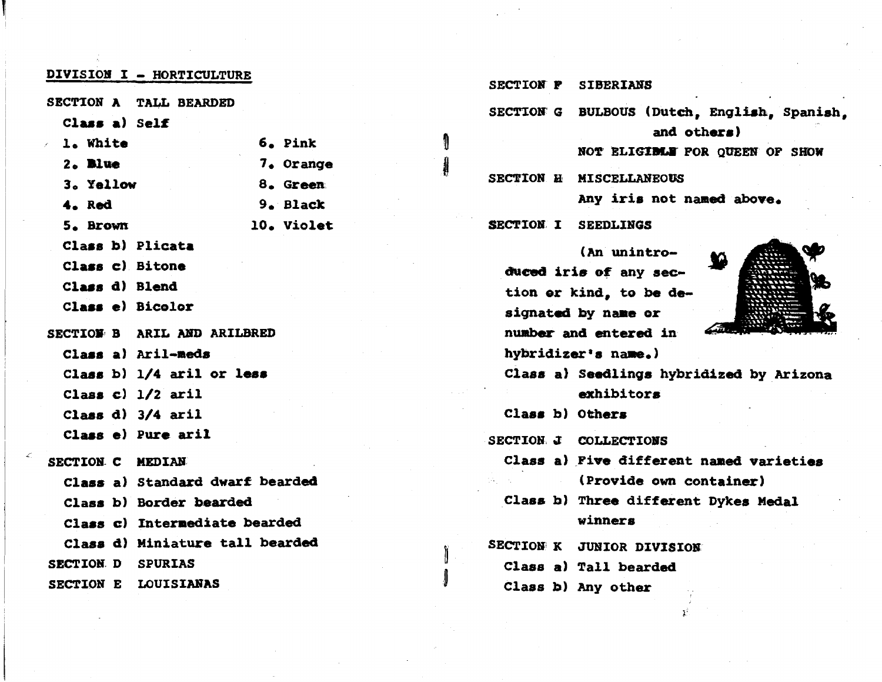## DIVISION I - HORTICULTURE

### SECTION A TALL BEARDED

Class a) Self

1. White
2. Blue
3. Yellow
4. Red
5. Brown
6. Pink
7. Orange
8. Green
9. Black
10. Violet

Class b) Plicata

Class c) Bitone

Class d) Blend

Class e) Bicolor

### SECTION B ARIL AND ARILBRED

Class a) Aril-meds

Class b) 1/4 aril or less

Class c) 1/2 aril

Class d) 3/4 aril

Class e) Pure aril

### SECTION C MEDIAN

Class a) Standard dwarf bearded

Class b) Border bearded

Class c) Intermediate bearded

Class d) Miniature tall bearded

### SECTION D SPURIAS

### SECTION E LOUISIANAS

### SECTION F SIBERIANS

### SECTION G BULBOUS (Dutch, English, Spanish, and others)

NOT ELIGIBLE FOR QUEEN OF SHOW

### SECTION H MISCELLANEOUS

Any iris not named above.

### SECTION I SEEDLINGS

(An unintroduced iris of any section or kind, to be designated by name or number and entered in hybridizer's name.)

Class a) Seedlings hybridized by Arizona exhibitors

Class b) Others

### SECTION J COLLECTIONS

Class a) Five different named varieties (Provide own container)

Class b) Three different Dykes Medal winners

### SECTION K JUNIOR DIVISION

Class a) Tall bearded

Class b) Any other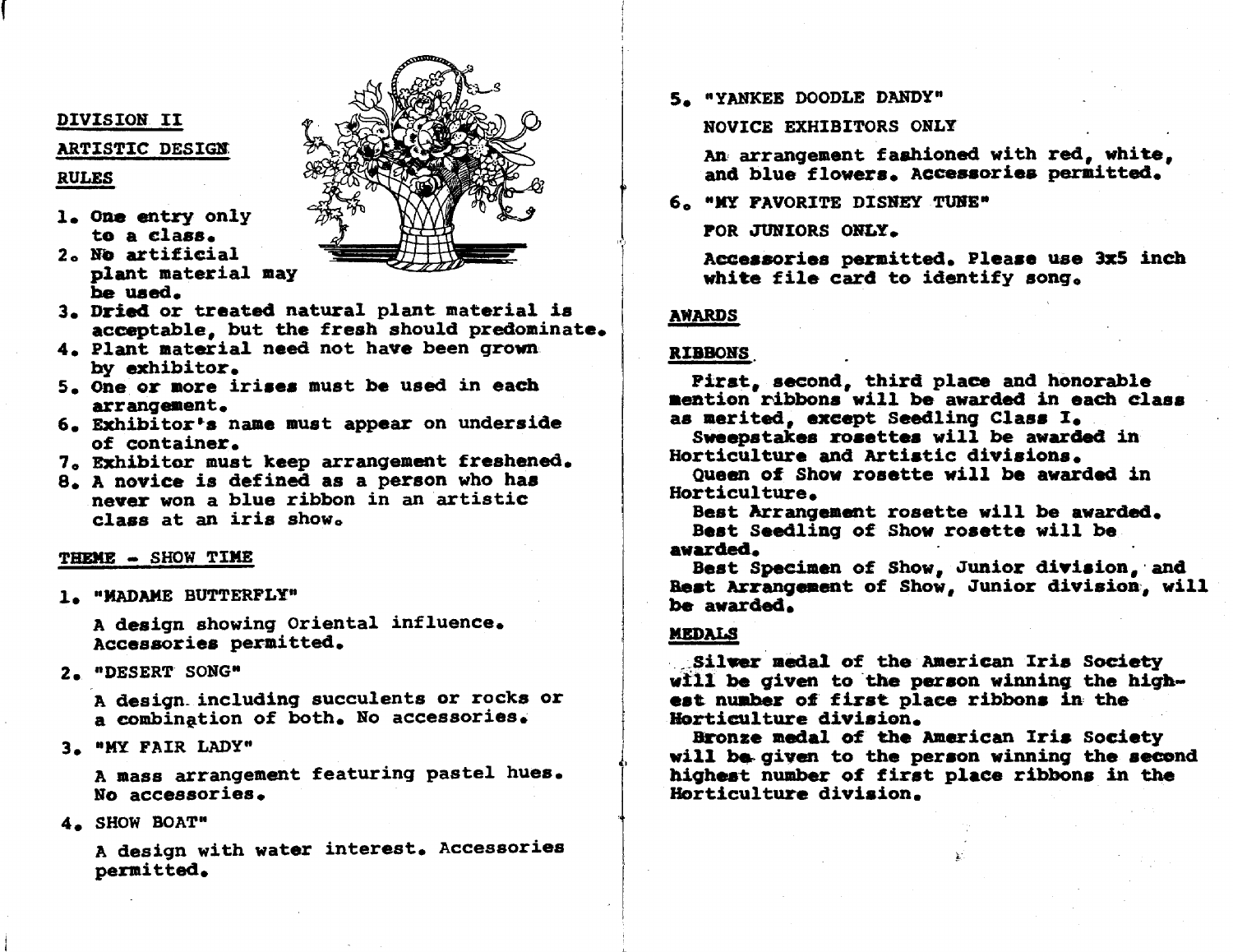## DIVISION II

## ARTISTIC DESIGN

### RULES

1. One entry only to a class.
2. No artificial plant material may be used.
3. Dried or treated natural plant material is acceptable, but the fresh should predominate.
4. Plant material need not have been grown by exhibitor.
5. One or more irises must be used in each arrangement.
6. Exhibitor's name must appear on underside of container.
7. Exhibitor must keep arrangement freshened.
8. A novice is defined as a person who has never won a blue ribbon in an artistic class at an iris show.

### THEME - SHOW TIME

1. "MADAME BUTTERFLY"

   A design showing Oriental influence. Accessories permitted.

2. "DESERT SONG"

   A design including succulents or rocks or a combination of both. No accessories.

3. "MY FAIR LADY"

   A mass arrangement featuring pastel hues. No accessories.

4. SHOW BOAT"

   A design with water interest. Accessories permitted.

5. "YANKEE DOODLE DANDY"

   NOVICE EXHIBITORS ONLY

   An arrangement fashioned with red, white, and blue flowers. Accessories permitted.

6. "MY FAVORITE DISNEY TUNE"

   FOR JUNIORS ONLY.

   Accessories permitted. Please use 3x5 inch white file card to identify song.

## AWARDS

### RIBBONS

First, second, third place and honorable mention ribbons will be awarded in each class as merited, except Seedling Class I.

Sweepstakes rosettes will be awarded in Horticulture and Artistic divisions.

Queen of Show rosette will be awarded in Horticulture.

Best Arrangement rosette will be awarded.

Best Seedling of Show rosette will be awarded.

Best Specimen of Show, Junior division, and Best Arrangement of Show, Junior division, will be awarded.

### MEDALS

Silver medal of the American Iris Society will be given to the person winning the highest number of first place ribbons in the Horticulture division.

Bronze medal of the American Iris Society will be given to the person winning the second highest number of first place ribbons in the Horticulture division.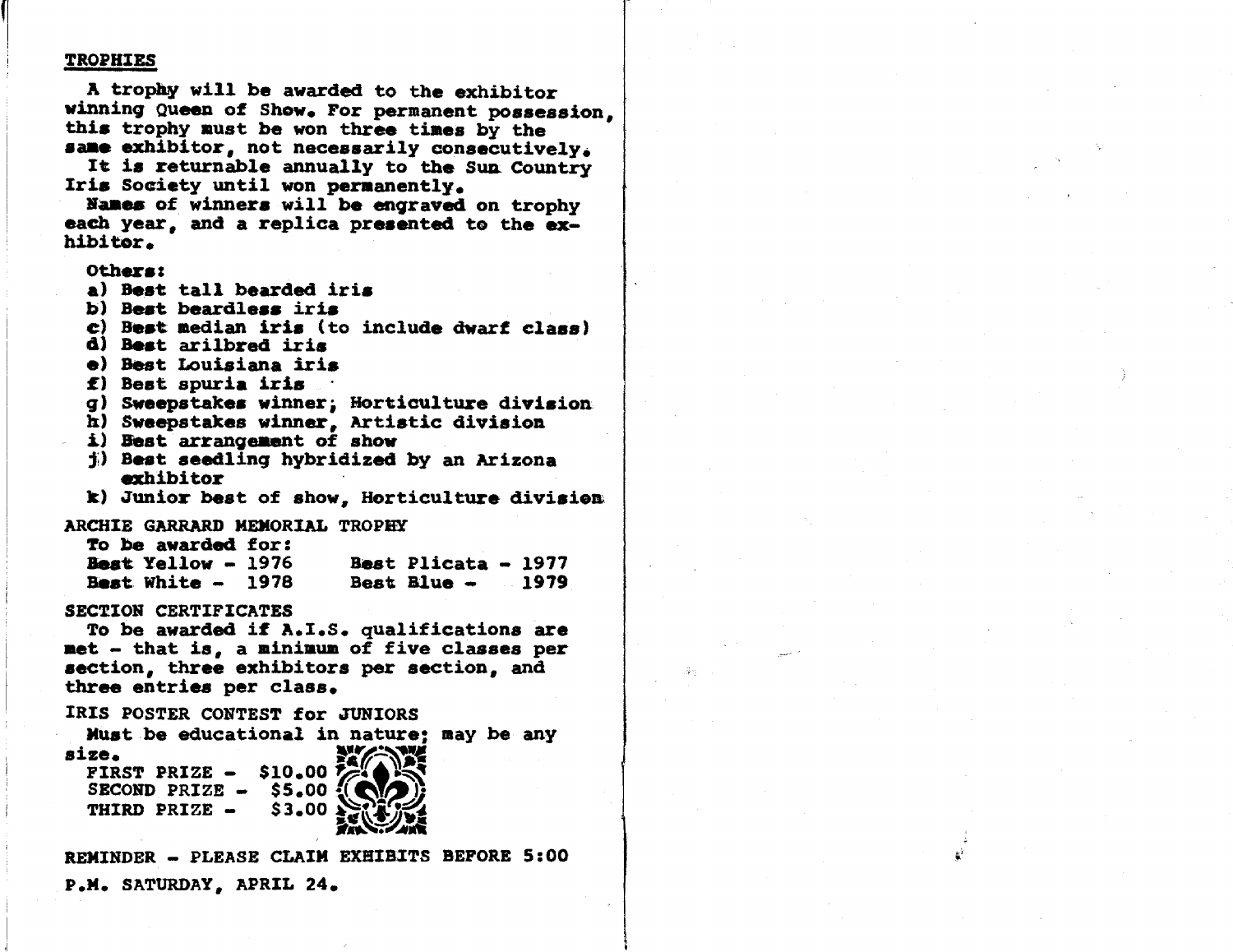## TROPHIES

A trophy will be awarded to the exhibitor winning Queen of Show. For permanent possession, this trophy must be won three times by the same exhibitor, not necessarily consecutively.

It is returnable annually to the Sun Country Iris Society until won permanently.

Names of winners will be engraved on trophy each year, and a replica presented to the exhibitor.

Others:

a) Best tall bearded iris
b) Best beardless iris
c) Best median iris (to include dwarf class)
d) Best arilbred iris
e) Best Louisiana iris
f) Best spuria iris
g) Sweepstakes winner, Horticulture division
h) Sweepstakes winner, Artistic division
i) Best arrangement of show
j) Best seedling hybridized by an Arizona exhibitor
k) Junior best of show, Horticulture division

## ARCHIE GARRARD MEMORIAL TROPHY

To be awarded for:

| | |
|---|---|
| Best Yellow - 1976 | Best Plicata - 1977 |
| Best White - 1978 | Best Blue - 1979 |

## SECTION CERTIFICATES

To be awarded if A.I.S. qualifications are met - that is, a minimum of five classes per section, three exhibitors per section, and three entries per class.

## IRIS POSTER CONTEST for JUNIORS

Must be educational in nature; may be any size.

FIRST PRIZE - $10.00
SECOND PRIZE - $5.00
THIRD PRIZE - $3.00

REMINDER - PLEASE CLAIM EXHIBITS BEFORE 5:00 P.M. SATURDAY, APRIL 24.